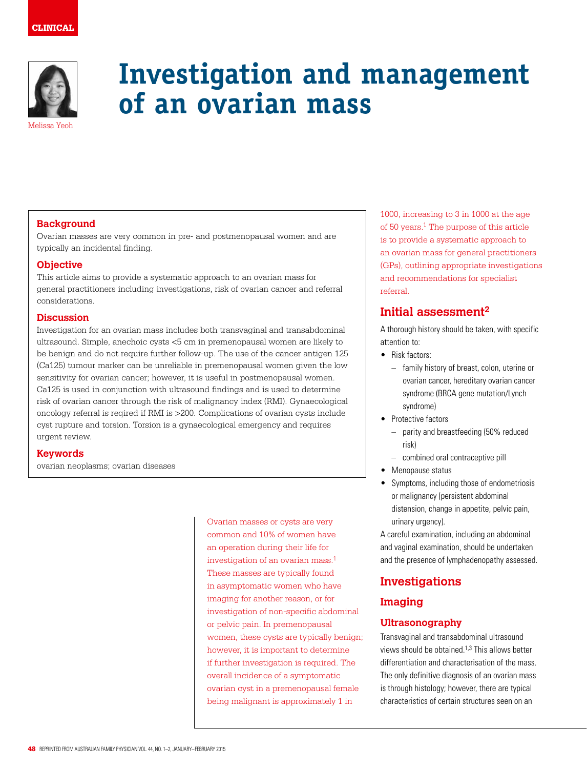CLINICAL

# Investigation and management of an ovarian mass

Melissa Yeoh

## Background

Ovarian masses are very common in pre- and postmenopausal women and are typically an incidental finding.

## Objective

This article aims to provide a systematic approach to an ovarian mass for general practitioners including investigations, risk of ovarian cancer and referral considerations.

## Discussion

Investigation for an ovarian mass includes both transvaginal and transabdominal ultrasound. Simple, anechoic cysts <5 cm in premenopausal women are likely to be benign and do not require further follow-up. The use of the cancer antigen 125 (Ca125) tumour marker can be unreliable in premenopausal women given the low sensitivity for ovarian cancer; however, it is useful in postmenopausal women. Ca125 is used in conjunction with ultrasound findings and is used to determine risk of ovarian cancer through the risk of malignancy index (RMI). Gynaecological oncology referral is reqired if RMI is >200. Complications of ovarian cysts include cyst rupture and torsion. Torsion is a gynaecological emergency and requires urgent review.

## Keywords

ovarian neoplasms; ovarian diseases

Ovarian masses or cysts are very common and 10% of women have an operation during their life for investigation of an ovarian mass.[1] These masses are typically found in asymptomatic women who have imaging for another reason, or for investigation of non-specific abdominal or pelvic pain. In premenopausal women, these cysts are typically benign; however, it is important to determine if further investigation is required. The overall incidence of a symptomatic ovarian cyst in a premenopausal female being malignant is approximately 1 in 1000, increasing to 3 in 1000 at the age of 50 years.[1] The purpose of this article is to provide a systematic approach to an ovarian mass for general practitioners (GPs), outlining appropriate investigations and recommendations for specialist referral.

## Initial assessment[2]

A thorough history should be taken, with specific attention to:

- Risk factors:
  - family history of breast, colon, uterine or ovarian cancer, hereditary ovarian cancer syndrome (BRCA gene mutation/Lynch syndrome)
- Protective factors
  - parity and breastfeeding (50% reduced risk)
  - combined oral contraceptive pill
- Menopause status
- Symptoms, including those of endometriosis or malignancy (persistent abdominal distension, change in appetite, pelvic pain, urinary urgency).

A careful examination, including an abdominal and vaginal examination, should be undertaken and the presence of lymphadenopathy assessed.

## Investigations

### Imaging

#### Ultrasonography

Transvaginal and transabdominal ultrasound views should be obtained.[1,3] This allows better differentiation and characterisation of the mass. The only definitive diagnosis of an ovarian mass is through histology; however, there are typical characteristics of certain structures seen on an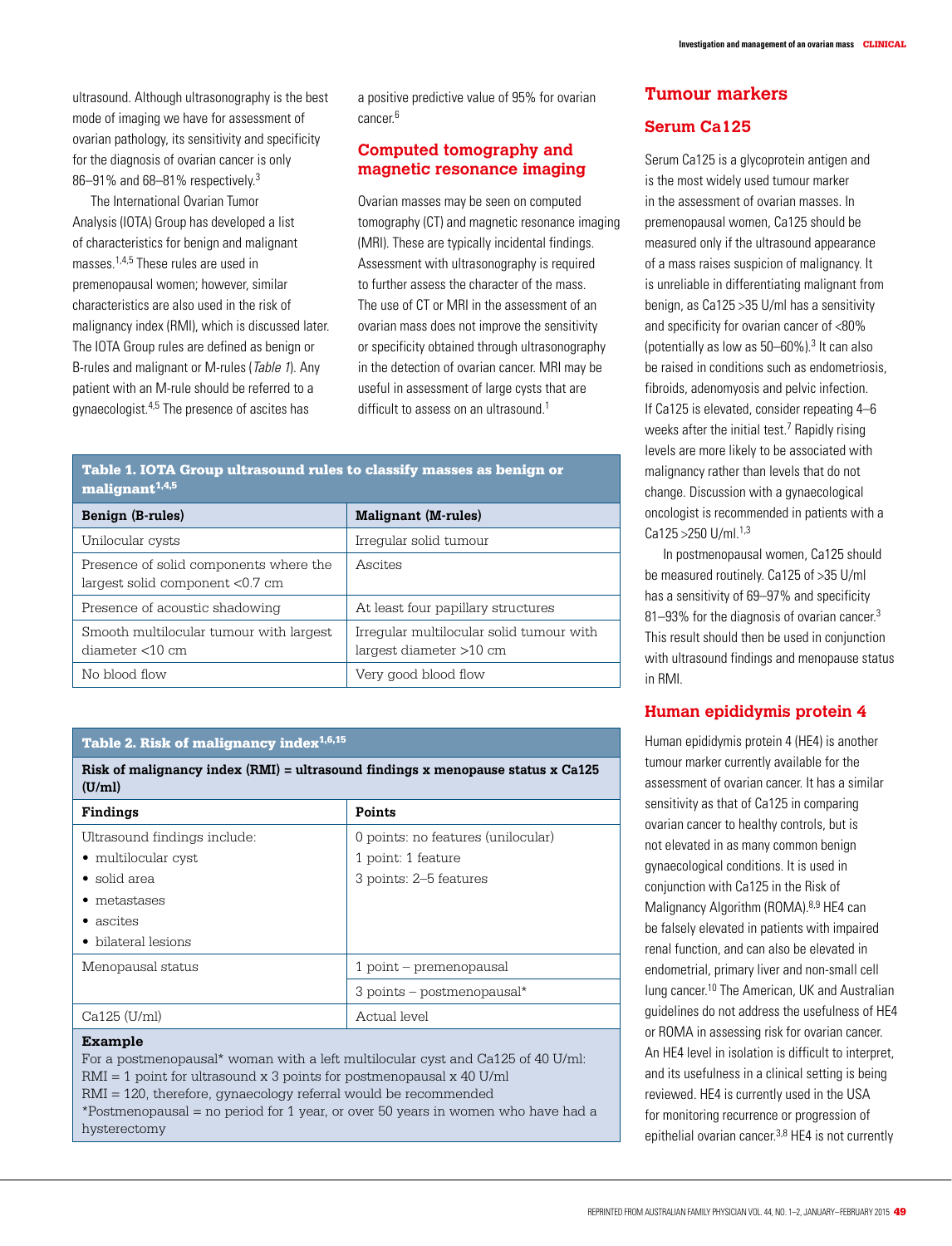ultrasound. Although ultrasonography is the best mode of imaging we have for assessment of ovarian pathology, its sensitivity and specificity for the diagnosis of ovarian cancer is only 86–91% and 68–81% respectively.[3]

The International Ovarian Tumor Analysis (IOTA) Group has developed a list of characteristics for benign and malignant masses.[1,4,5] These rules are used in premenopausal women; however, similar characteristics are also used in the risk of malignancy index (RMI), which is discussed later. The IOTA Group rules are defined as benign or B-rules and malignant or M-rules (*Table 1*). Any patient with an M-rule should be referred to a gynaecologist.[4,5] The presence of ascites has a positive predictive value of 95% for ovarian cancer.[6]

## Computed tomography and magnetic resonance imaging

Ovarian masses may be seen on computed tomography (CT) and magnetic resonance imaging (MRI). These are typically incidental findings. Assessment with ultrasonography is required to further assess the character of the mass. The use of CT or MRI in the assessment of an ovarian mass does not improve the sensitivity or specificity obtained through ultrasonography in the detection of ovarian cancer. MRI may be useful in assessment of large cysts that are difficult to assess on an ultrasound.[1]

**Table 1. IOTA Group ultrasound rules to classify masses as benign or malignant[1,4,5]**

| Benign (B-rules) | Malignant (M-rules) |
|---|---|
| Unilocular cysts | Irregular solid tumour |
| Presence of solid components where the largest solid component <0.7 cm | Ascites |
| Presence of acoustic shadowing | At least four papillary structures |
| Smooth multilocular tumour with largest diameter <10 cm | Irregular multilocular solid tumour with largest diameter >10 cm |
| No blood flow | Very good blood flow |

**Table 2. Risk of malignancy index[1,6,15]**

**Risk of malignancy index (RMI) = ultrasound findings x menopause status x Ca125 (U/ml)**

| Findings | Points |
|---|---|
| Ultrasound findings include:<br>• multilocular cyst<br>• solid area<br>• metastases<br>• ascites<br>• bilateral lesions | 0 points: no features (unilocular)<br>1 point: 1 feature<br>3 points: 2–5 features |
| Menopausal status | 1 point – premenopausal |
| | 3 points – postmenopausal* |
| Ca125 (U/ml) | Actual level |

**Example**

For a postmenopausal* woman with a left multilocular cyst and Ca125 of 40 U/ml:
RMI = 1 point for ultrasound x 3 points for postmenopausal x 40 U/ml
RMI = 120, therefore, gynaecology referral would be recommended
*Postmenopausal = no period for 1 year, or over 50 years in women who have had a hysterectomy

## Tumour markers

### Serum Ca125

Serum Ca125 is a glycoprotein antigen and is the most widely used tumour marker in the assessment of ovarian masses. In premenopausal women, Ca125 should be measured only if the ultrasound appearance of a mass raises suspicion of malignancy. It is unreliable in differentiating malignant from benign, as Ca125 >35 U/ml has a sensitivity and specificity for ovarian cancer of <80% (potentially as low as 50–60%).[3] It can also be raised in conditions such as endometriosis, fibroids, adenomyosis and pelvic infection. If Ca125 is elevated, consider repeating 4–6 weeks after the initial test.[7] Rapidly rising levels are more likely to be associated with malignancy rather than levels that do not change. Discussion with a gynaecological oncologist is recommended in patients with a Ca125 >250 U/ml.[1,3]

In postmenopausal women, Ca125 should be measured routinely. Ca125 of >35 U/ml has a sensitivity of 69–97% and specificity 81–93% for the diagnosis of ovarian cancer.[3] This result should then be used in conjunction with ultrasound findings and menopause status in RMI.

### Human epididymis protein 4

Human epididymis protein 4 (HE4) is another tumour marker currently available for the assessment of ovarian cancer. It has a similar sensitivity as that of Ca125 in comparing ovarian cancer to healthy controls, but is not elevated in as many common benign gynaecological conditions. It is used in conjunction with Ca125 in the Risk of Malignancy Algorithm (ROMA).[8,9] HE4 can be falsely elevated in patients with impaired renal function, and can also be elevated in endometrial, primary liver and non-small cell lung cancer.[10] The American, UK and Australian guidelines do not address the usefulness of HE4 or ROMA in assessing risk for ovarian cancer. An HE4 level in isolation is difficult to interpret, and its usefulness in a clinical setting is being reviewed. HE4 is currently used in the USA for monitoring recurrence or progression of epithelial ovarian cancer.[3,8] HE4 is not currently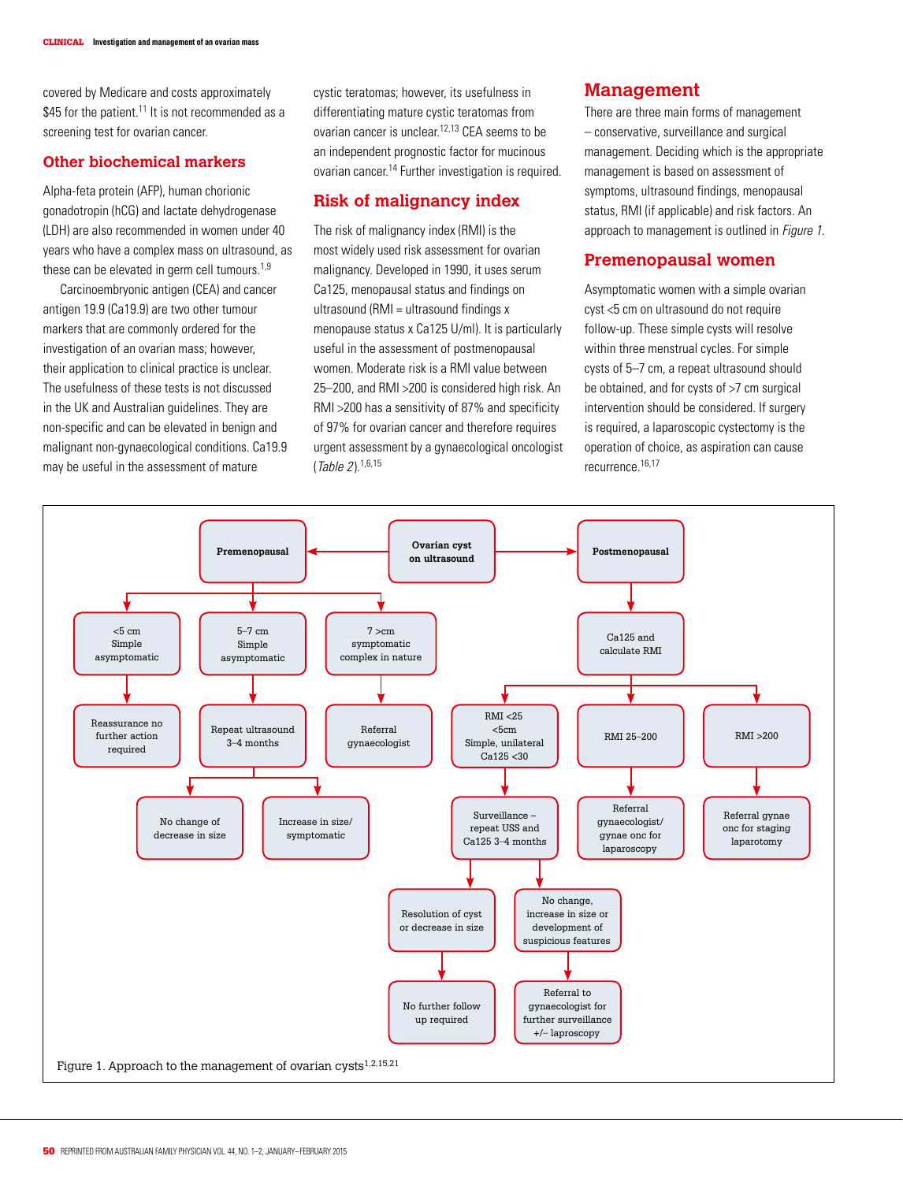covered by Medicare and costs approximately $45 for the patient.[11] It is not recommended as a screening test for ovarian cancer.

## Other biochemical markers

Alpha-feta protein (AFP), human chorionic gonadotropin (hCG) and lactate dehydrogenase (LDH) are also recommended in women under 40 years who have a complex mass on ultrasound, as these can be elevated in germ cell tumours.[1,9]

Carcinoembryonic antigen (CEA) and cancer antigen 19.9 (Ca19.9) are two other tumour markers that are commonly ordered for the investigation of an ovarian mass; however, their application to clinical practice is unclear. The usefulness of these tests is not discussed in the UK and Australian guidelines. They are non-specific and can be elevated in benign and malignant non-gynaecological conditions. Ca19.9 may be useful in the assessment of mature cystic teratomas; however, its usefulness in differentiating mature cystic teratomas from ovarian cancer is unclear.[12,13] CEA seems to be an independent prognostic factor for mucinous ovarian cancer.[14] Further investigation is required.

## Risk of malignancy index

The risk of malignancy index (RMI) is the most widely used risk assessment for ovarian malignancy. Developed in 1990, it uses serum Ca125, menopausal status and findings on ultrasound (RMI = ultrasound findings x menopause status x Ca125 U/ml). It is particularly useful in the assessment of postmenopausal women. Moderate risk is a RMI value between 25–200, and RMI >200 is considered high risk. An RMI >200 has a sensitivity of 87% and specificity of 97% for ovarian cancer and therefore requires urgent assessment by a gynaecological oncologist (*Table 2*).[1,6,15]

## Management

There are three main forms of management – conservative, surveillance and surgical management. Deciding which is the appropriate management is based on assessment of symptoms, ultrasound findings, menopausal status, RMI (if applicable) and risk factors. An approach to management is outlined in *Figure 1*.

## Premenopausal women

Asymptomatic women with a simple ovarian cyst <5 cm on ultrasound do not require follow-up. These simple cysts will resolve within three menstrual cycles. For simple cysts of 5–7 cm, a repeat ultrasound should be obtained, and for cysts of >7 cm surgical intervention should be considered. If surgery is required, a laparoscopic cystectomy is the operation of choice, as aspiration can cause recurrence.[16,17]

- **Ovarian cyst on ultrasound**
  - **Premenopausal**
    - <5 cm, Simple, asymptomatic → Reassurance no further action required
    - 5–7 cm, Simple, asymptomatic → Repeat ultrasound 3–4 months
      - No change of decrease in size
      - Increase in size/ symptomatic
    - 7 >cm, symptomatic, complex in nature → Referral gynaecologist
  - **Postmenopausal** → Ca125 and calculate RMI
    - RMI <25, <5cm, Simple, unilateral, Ca125 <30 → Surveillance – repeat USS and Ca125 3–4 months
      - Resolution of cyst or decrease in size → No further follow up required
      - No change, increase in size or development of suspicious features → Referral to gynaecologist for further surveillance +/– laproscopy
    - RMI 25–200 → Referral gynaecologist/ gynae onc for laparoscopy
    - RMI >200 → Referral gynae onc for staging laparotomy

Figure 1. Approach to the management of ovarian cysts[1,2,15,21]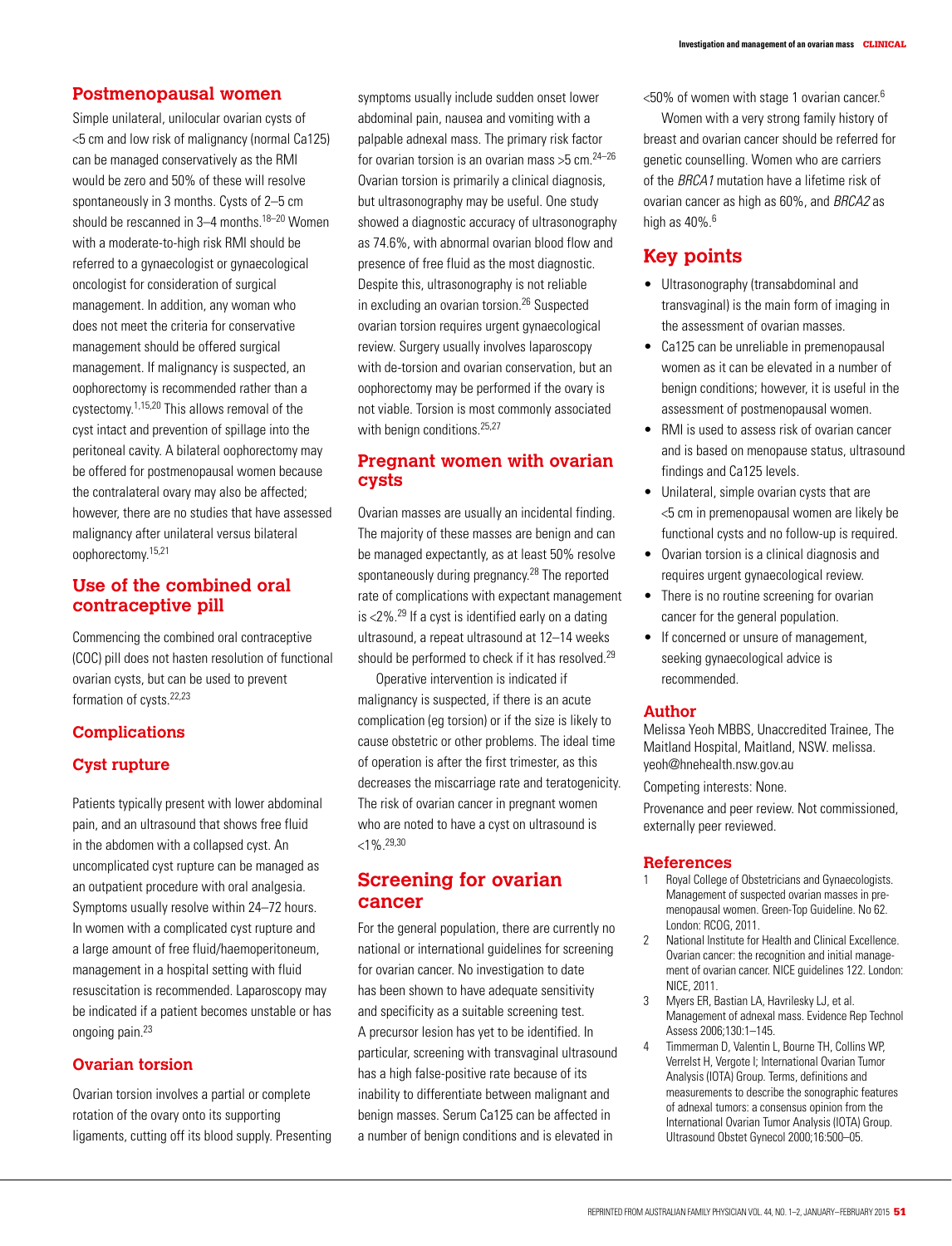## Postmenopausal women

Simple unilateral, unilocular ovarian cysts of <5 cm and low risk of malignancy (normal Ca125) can be managed conservatively as the RMI would be zero and 50% of these will resolve spontaneously in 3 months. Cysts of 2–5 cm should be rescanned in 3–4 months.[18–20] Women with a moderate-to-high risk RMI should be referred to a gynaecologist or gynaecological oncologist for consideration of surgical management. In addition, any woman who does not meet the criteria for conservative management should be offered surgical management. If malignancy is suspected, an oophorectomy is recommended rather than a cystectomy.[1,15,20] This allows removal of the cyst intact and prevention of spillage into the peritoneal cavity. A bilateral oophorectomy may be offered for postmenopausal women because the contralateral ovary may also be affected; however, there are no studies that have assessed malignancy after unilateral versus bilateral oophorectomy.[15,21]

## Use of the combined oral contraceptive pill

Commencing the combined oral contraceptive (COC) pill does not hasten resolution of functional ovarian cysts, but can be used to prevent formation of cysts.[22,23]

## Complications

### Cyst rupture

Patients typically present with lower abdominal pain, and an ultrasound that shows free fluid in the abdomen with a collapsed cyst. An uncomplicated cyst rupture can be managed as an outpatient procedure with oral analgesia. Symptoms usually resolve within 24–72 hours. In women with a complicated cyst rupture and a large amount of free fluid/haemoperitoneum, management in a hospital setting with fluid resuscitation is recommended. Laparoscopy may be indicated if a patient becomes unstable or has ongoing pain.[23]

### Ovarian torsion

Ovarian torsion involves a partial or complete rotation of the ovary onto its supporting ligaments, cutting off its blood supply. Presenting symptoms usually include sudden onset lower abdominal pain, nausea and vomiting with a palpable adnexal mass. The primary risk factor for ovarian torsion is an ovarian mass >5 cm.[24–26] Ovarian torsion is primarily a clinical diagnosis, but ultrasonography may be useful. One study showed a diagnostic accuracy of ultrasonography as 74.6%, with abnormal ovarian blood flow and presence of free fluid as the most diagnostic. Despite this, ultrasonography is not reliable in excluding an ovarian torsion.[26] Suspected ovarian torsion requires urgent gynaecological review. Surgery usually involves laparoscopy with de-torsion and ovarian conservation, but an oophorectomy may be performed if the ovary is not viable. Torsion is most commonly associated with benign conditions.[25,27]

## Pregnant women with ovarian cysts

Ovarian masses are usually an incidental finding. The majority of these masses are benign and can be managed expectantly, as at least 50% resolve spontaneously during pregnancy.[28] The reported rate of complications with expectant management is <2%.[29] If a cyst is identified early on a dating ultrasound, a repeat ultrasound at 12–14 weeks should be performed to check if it has resolved.[29]

Operative intervention is indicated if malignancy is suspected, if there is an acute complication (eg torsion) or if the size is likely to cause obstetric or other problems. The ideal time of operation is after the first trimester, as this decreases the miscarriage rate and teratogenicity. The risk of ovarian cancer in pregnant women who are noted to have a cyst on ultrasound is <1%.[29,30]

## Screening for ovarian cancer

For the general population, there are currently no national or international guidelines for screening for ovarian cancer. No investigation to date has been shown to have adequate sensitivity and specificity as a suitable screening test. A precursor lesion has yet to be identified. In particular, screening with transvaginal ultrasound has a high false-positive rate because of its inability to differentiate between malignant and benign masses. Serum Ca125 can be affected in a number of benign conditions and is elevated in <50% of women with stage 1 ovarian cancer.[6]

Women with a very strong family history of breast and ovarian cancer should be referred for genetic counselling. Women who are carriers of the *BRCA1* mutation have a lifetime risk of ovarian cancer as high as 60%, and *BRCA2* as high as 40%.[6]

## Key points

- Ultrasonography (transabdominal and transvaginal) is the main form of imaging in the assessment of ovarian masses.
- Ca125 can be unreliable in premenopausal women as it can be elevated in a number of benign conditions; however, it is useful in the assessment of postmenopausal women.
- RMI is used to assess risk of ovarian cancer and is based on menopause status, ultrasound findings and Ca125 levels.
- Unilateral, simple ovarian cysts that are <5 cm in premenopausal women are likely be functional cysts and no follow-up is required.
- Ovarian torsion is a clinical diagnosis and requires urgent gynaecological review.
- There is no routine screening for ovarian cancer for the general population.
- If concerned or unsure of management, seeking gynaecological advice is recommended.

## Author

Melissa Yeoh MBBS, Unaccredited Trainee, The Maitland Hospital, Maitland, NSW. melissa.yeoh@hnehealth.nsw.gov.au

Competing interests: None.

Provenance and peer review. Not commissioned, externally peer reviewed.

## References

1. Royal College of Obstetricians and Gynaecologists. Management of suspected ovarian masses in premenopausal women. Green-Top Guideline. No 62. London: RCOG, 2011.
2. National Institute for Health and Clinical Excellence. Ovarian cancer: the recognition and initial management of ovarian cancer. NICE guidelines 122. London: NICE, 2011.
3. Myers ER, Bastian LA, Havrilesky LJ, et al. Management of adnexal mass. Evidence Rep Technol Assess 2006;130:1–145.
4. Timmerman D, Valentin L, Bourne TH, Collins WP, Verrelst H, Vergote I; International Ovarian Tumor Analysis (IOTA) Group. Terms, definitions and measurements to describe the sonographic features of adnexal tumors: a consensus opinion from the International Ovarian Tumor Analysis (IOTA) Group. Ultrasound Obstet Gynecol 2000;16:500–05.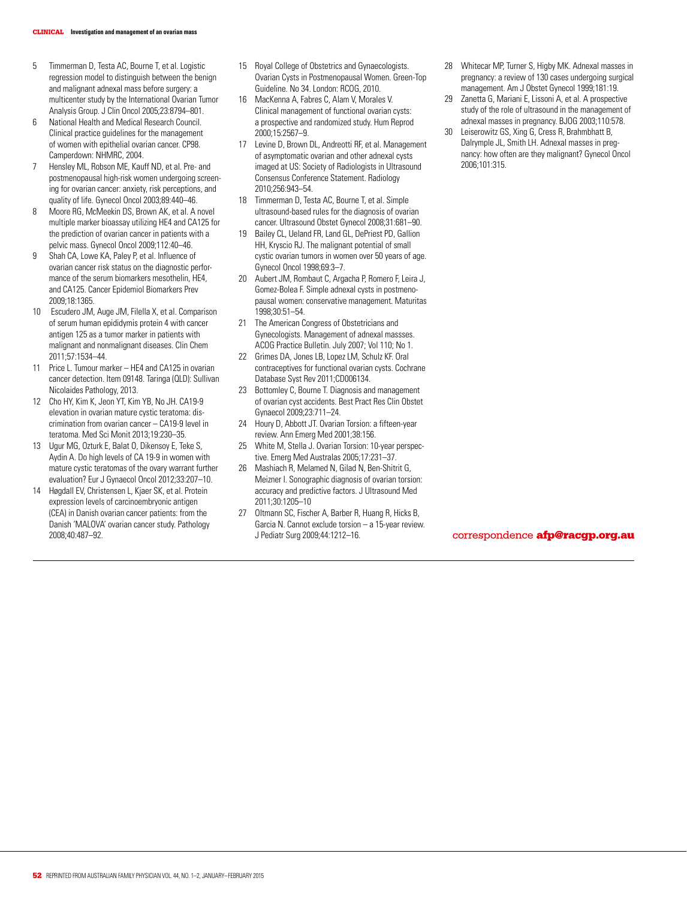5. Timmerman D, Testa AC, Bourne T, et al. Logistic regression model to distinguish between the benign and malignant adnexal mass before surgery: a multicenter study by the International Ovarian Tumor Analysis Group. J Clin Oncol 2005;23:8794–801.
6. National Health and Medical Research Council. Clinical practice guidelines for the management of women with epithelial ovarian cancer. CP98. Camperdown: NHMRC, 2004.
7. Hensley ML, Robson ME, Kauff ND, et al. Pre- and postmenopausal high-risk women undergoing screening for ovarian cancer: anxiety, risk perceptions, and quality of life. Gynecol Oncol 2003;89:440–46.
8. Moore RG, McMeekin DS, Brown AK, et al. A novel multiple marker bioassay utilizing HE4 and CA125 for the prediction of ovarian cancer in patients with a pelvic mass. Gynecol Oncol 2009;112:40–46.
9. Shah CA, Lowe KA, Paley P, et al. Influence of ovarian cancer risk status on the diagnostic performance of the serum biomarkers mesothelin, HE4, and CA125. Cancer Epidemiol Biomarkers Prev 2009;18:1365.
10. Escudero JM, Auge JM, Filella X, et al. Comparison of serum human epididymis protein 4 with cancer antigen 125 as a tumor marker in patients with malignant and nonmalignant diseases. Clin Chem 2011;57:1534–44.
11. Price L. Tumour marker – HE4 and CA125 in ovarian cancer detection. Item 09148. Taringa (QLD): Sullivan Nicolaides Pathology, 2013.
12. Cho HY, Kim K, Jeon YT, Kim YB, No JH. CA19-9 elevation in ovarian mature cystic teratoma: discrimination from ovarian cancer – CA19-9 level in teratoma. Med Sci Monit 2013;19:230–35.
13. Ugur MG, Ozturk E, Balat O, Dikensoy E, Teke S, Aydin A. Do high levels of CA 19-9 in women with mature cystic teratomas of the ovary warrant further evaluation? Eur J Gynaecol Oncol 2012;33:207–10.
14. Høgdall EV, Christensen L, Kjaer SK, et al. Protein expression levels of carcinoembryonic antigen (CEA) in Danish ovarian cancer patients: from the Danish 'MALOVA' ovarian cancer study. Pathology 2008;40:487–92.
15. Royal College of Obstetrics and Gynaecologists. Ovarian Cysts in Postmenopausal Women. Green-Top Guideline. No 34. London: RCOG, 2010.
16. MacKenna A, Fabres C, Alam V, Morales V. Clinical management of functional ovarian cysts: a prospective and randomized study. Hum Reprod 2000;15:2567–9.
17. Levine D, Brown DL, Andreotti RF, et al. Management of asymptomatic ovarian and other adnexal cysts imaged at US: Society of Radiologists in Ultrasound Consensus Conference Statement. Radiology 2010;256:943–54.
18. Timmerman D, Testa AC, Bourne T, et al. Simple ultrasound-based rules for the diagnosis of ovarian cancer. Ultrasound Obstet Gynecol 2008;31:681–90.
19. Bailey CL, Ueland FR, Land GL, DePriest PD, Gallion HH, Kryscio RJ. The malignant potential of small cystic ovarian tumors in women over 50 years of age. Gynecol Oncol 1998;69:3–7.
20. Aubert JM, Rombaut C, Argacha P, Romero F, Leira J, Gomez-Bolea F. Simple adnexal cysts in postmenopausal women: conservative management. Maturitas 1998;30:51–54.
21. The American Congress of Obstetricians and Gynecologists. Management of adnexal massses. ACOG Practice Bulletin. July 2007; Vol 110; No 1.
22. Grimes DA, Jones LB, Lopez LM, Schulz KF. Oral contraceptives for functional ovarian cysts. Cochrane Database Syst Rev 2011;CD006134.
23. Bottomley C, Bourne T. Diagnosis and management of ovarian cyst accidents. Best Pract Res Clin Obstet Gynaecol 2009;23:711–24.
24. Houry D, Abbott JT. Ovarian Torsion: a fifteen-year review. Ann Emerg Med 2001;38:156.
25. White M, Stella J. Ovarian Torsion: 10-year perspective. Emerg Med Australas 2005;17:231–37.
26. Mashiach R, Melamed N, Gilad N, Ben-Shitrit G, Meizner I. Sonographic diagnosis of ovarian torsion: accuracy and predictive factors. J Ultrasound Med 2011;30:1205–10
27. Oltmann SC, Fischer A, Barber R, Huang R, Hicks B, Garcia N. Cannot exclude torsion – a 15-year review. J Pediatr Surg 2009;44:1212–16.
28. Whitecar MP, Turner S, Higby MK. Adnexal masses in pregnancy: a review of 130 cases undergoing surgical management. Am J Obstet Gynecol 1999;181:19.
29. Zanetta G, Mariani E, Lissoni A, et al. A prospective study of the role of ultrasound in the management of adnexal masses in pregnancy. BJOG 2003;110:578.
30. Leiserowitz GS, Xing G, Cress R, Brahmbhatt B, Dalrymple JL, Smith LH. Adnexal masses in pregnancy: how often are they malignant? Gynecol Oncol 2006;101:315.

correspondence **afp@racgp.org.au**